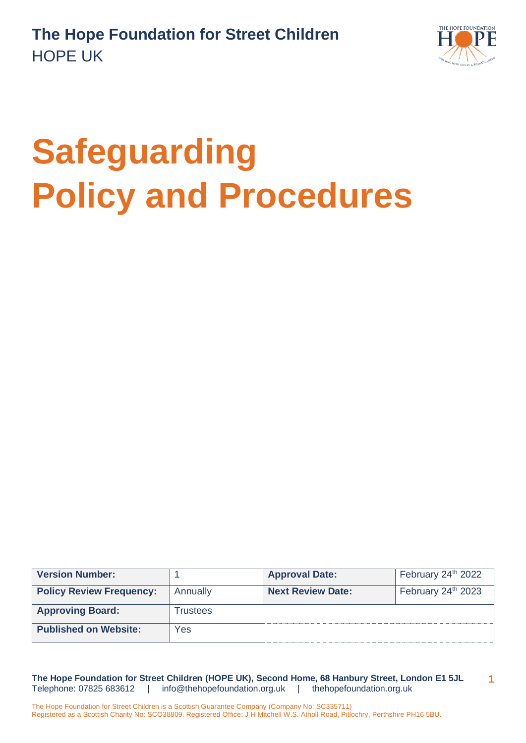**The Hope Foundation for Street Children**
HOPE UK

# Safeguarding Policy and Procedures

| Version Number: | 1 | Approval Date: | February 24th 2022 |
|---|---|---|---|
| Policy Review Frequency: | Annually | Next Review Date: | February 24th 2023 |
| Approving Board: | Trustees | | |
| Published on Website: | Yes | | |

**The Hope Foundation for Street Children (HOPE UK), Second Home, 68 Hanbury Street, London E1 5JL**
Telephone: 07825 683612 | info@thehopefoundation.org.uk | thehopefoundation.org.uk

The Hope Foundation for Street Children is a Scottish Guarantee Company (Company No: SC335711)
Registered as a Scottish Charity No: SCO38809. Registered Office: J H Mitchell W.S. Atholl Road, Pitlochry, Perthshire PH16 5BU.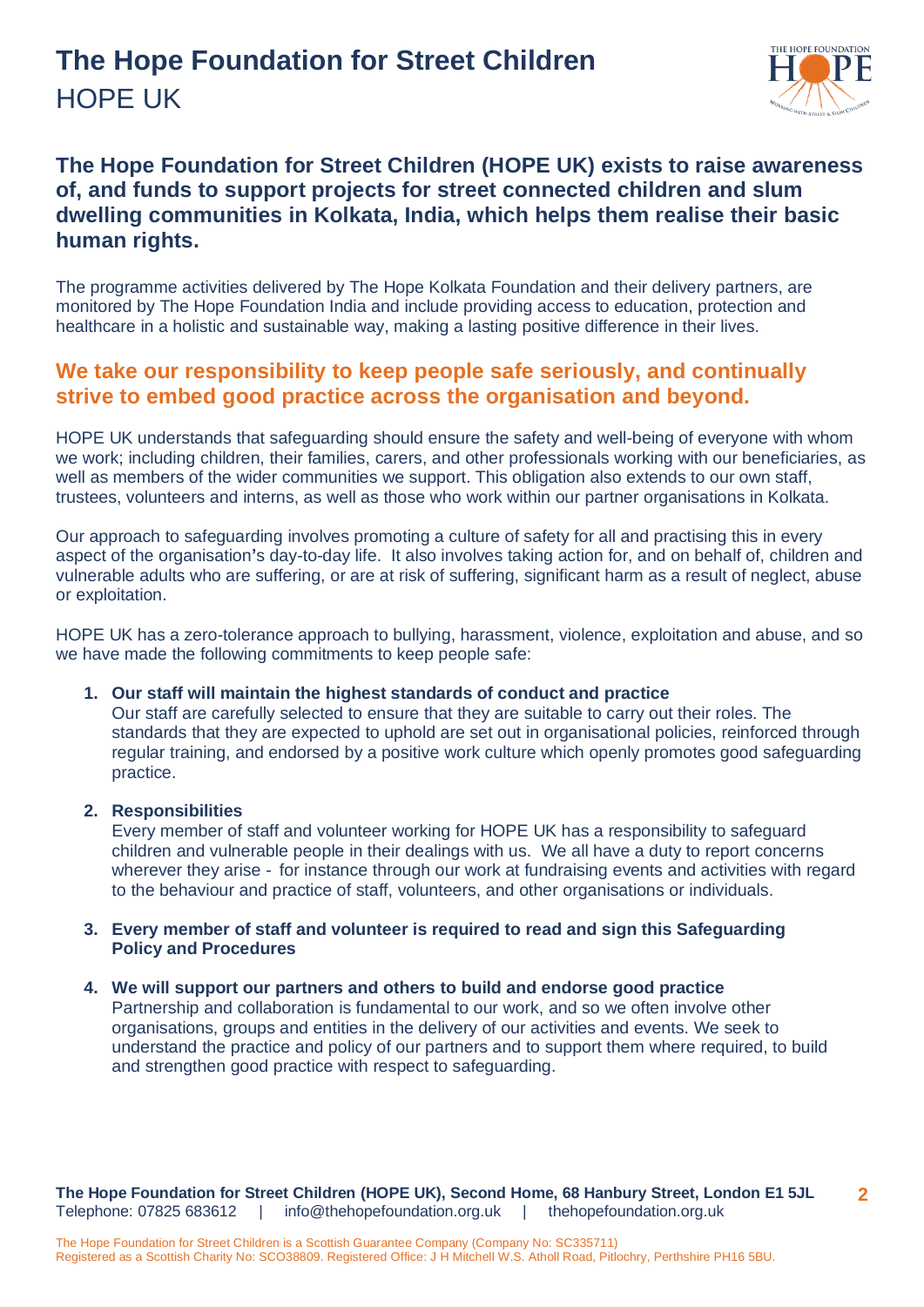# The Hope Foundation for Street Children

HOPE UK

## The Hope Foundation for Street Children (HOPE UK) exists to raise awareness of, and funds to support projects for street connected children and slum dwelling communities in Kolkata, India, which helps them realise their basic human rights.

The programme activities delivered by The Hope Kolkata Foundation and their delivery partners, are monitored by The Hope Foundation India and include providing access to education, protection and healthcare in a holistic and sustainable way, making a lasting positive difference in their lives.

## We take our responsibility to keep people safe seriously, and continually strive to embed good practice across the organisation and beyond.

HOPE UK understands that safeguarding should ensure the safety and well-being of everyone with whom we work; including children, their families, carers, and other professionals working with our beneficiaries, as well as members of the wider communities we support. This obligation also extends to our own staff, trustees, volunteers and interns, as well as those who work within our partner organisations in Kolkata.

Our approach to safeguarding involves promoting a culture of safety for all and practising this in every aspect of the organisation's day-to-day life. It also involves taking action for, and on behalf of, children and vulnerable adults who are suffering, or are at risk of suffering, significant harm as a result of neglect, abuse or exploitation.

HOPE UK has a zero-tolerance approach to bullying, harassment, violence, exploitation and abuse, and so we have made the following commitments to keep people safe:

1. **Our staff will maintain the highest standards of conduct and practice**
   Our staff are carefully selected to ensure that they are suitable to carry out their roles. The standards that they are expected to uphold are set out in organisational policies, reinforced through regular training, and endorsed by a positive work culture which openly promotes good safeguarding practice.

2. **Responsibilities**
   Every member of staff and volunteer working for HOPE UK has a responsibility to safeguard children and vulnerable people in their dealings with us. We all have a duty to report concerns wherever they arise - for instance through our work at fundraising events and activities with regard to the behaviour and practice of staff, volunteers, and other organisations or individuals.

3. **Every member of staff and volunteer is required to read and sign this Safeguarding Policy and Procedures**

4. **We will support our partners and others to build and endorse good practice**
   Partnership and collaboration is fundamental to our work, and so we often involve other organisations, groups and entities in the delivery of our activities and events. We seek to understand the practice and policy of our partners and to support them where required, to build and strengthen good practice with respect to safeguarding.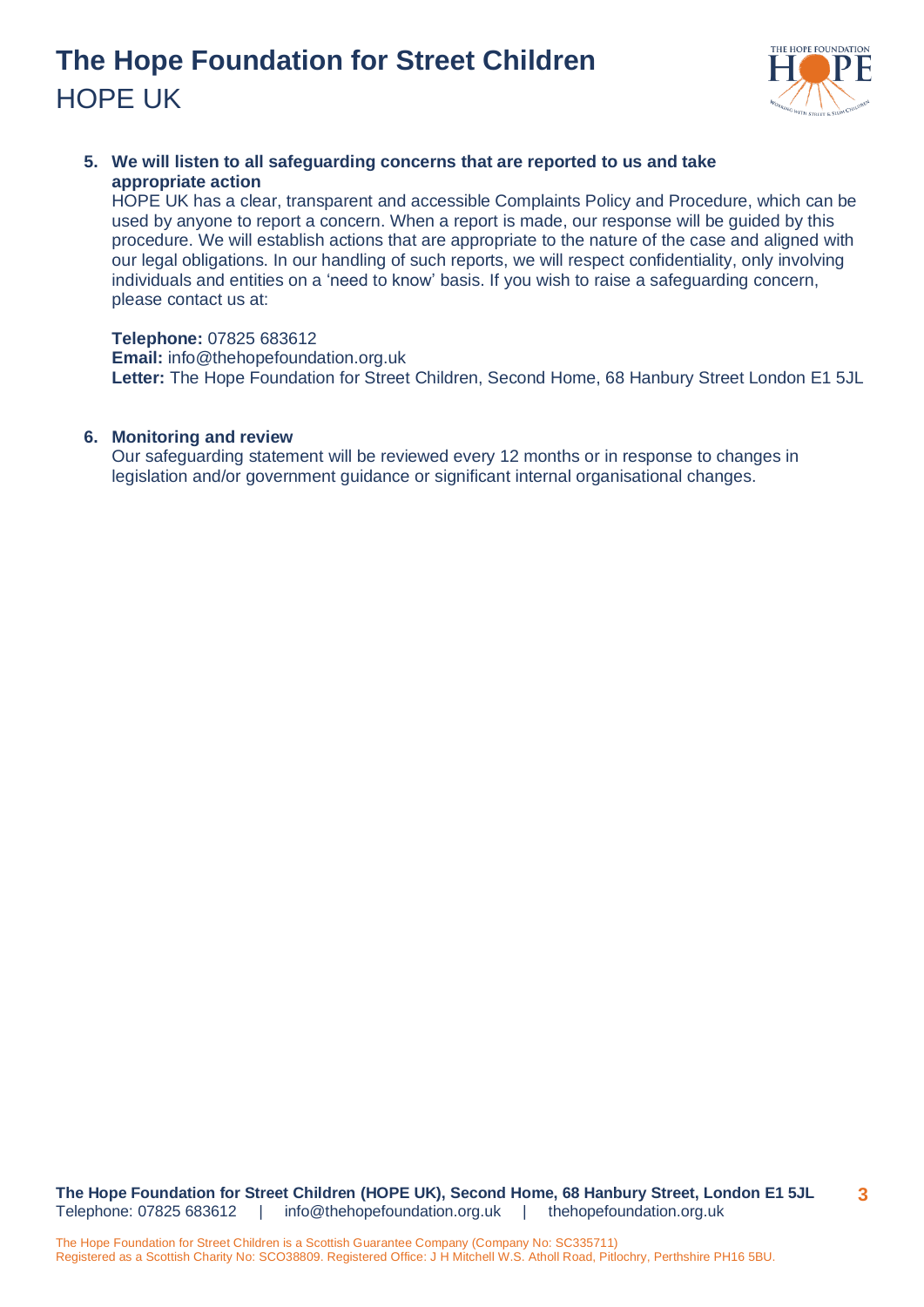5. **We will listen to all safeguarding concerns that are reported to us and take appropriate action**

   HOPE UK has a clear, transparent and accessible Complaints Policy and Procedure, which can be used by anyone to report a concern. When a report is made, our response will be guided by this procedure. We will establish actions that are appropriate to the nature of the case and aligned with our legal obligations. In our handling of such reports, we will respect confidentiality, only involving individuals and entities on a 'need to know' basis. If you wish to raise a safeguarding concern, please contact us at:

   **Telephone:** 07825 683612
   **Email:** info@thehopefoundation.org.uk
   **Letter:** The Hope Foundation for Street Children, Second Home, 68 Hanbury Street London E1 5JL

6. **Monitoring and review**

   Our safeguarding statement will be reviewed every 12 months or in response to changes in legislation and/or government guidance or significant internal organisational changes.